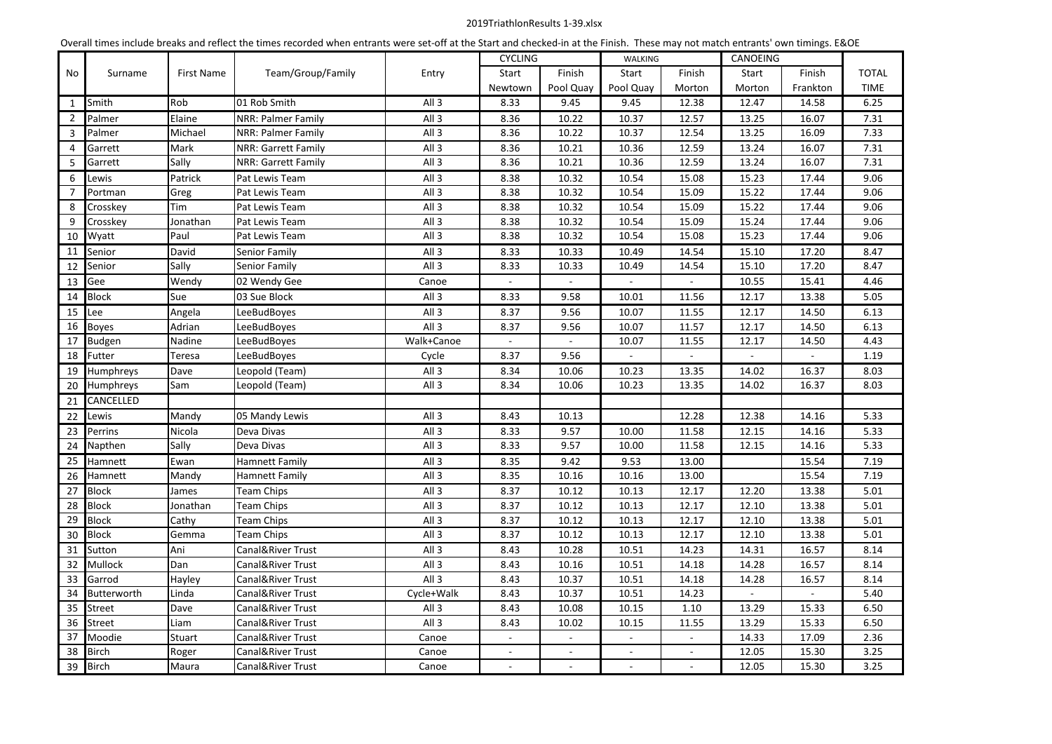2019TriathlonResults 1-39.xlsx

Overall times include breaks and reflect the times recorded when entrants were set-off at the Start and checked-in at the Finish. These may not match entrants' own timings. E&OE

| No | Surname | First Name | Team/Group/Family | Entry | CYCLING | | WALKING | | CANOEING | | TOTAL |
|---|---|---|---|---|---|---|---|---|---|---|---|
| | | | | | Start | Finish | Start | Finish | Start | Finish | TOTAL |
| | | | | | Newtown | Pool Quay | Pool Quay | Morton | Morton | Frankton | TIME |
| 1 | Smith | Rob | 01 Rob Smith | All 3 | 8.33 | 9.45 | 9.45 | 12.38 | 12.47 | 14.58 | 6.25 |
| 2 | Palmer | Elaine | NRR: Palmer Family | All 3 | 8.36 | 10.22 | 10.37 | 12.57 | 13.25 | 16.07 | 7.31 |
| 3 | Palmer | Michael | NRR: Palmer Family | All 3 | 8.36 | 10.22 | 10.37 | 12.54 | 13.25 | 16.09 | 7.33 |
| 4 | Garrett | Mark | NRR: Garrett Family | All 3 | 8.36 | 10.21 | 10.36 | 12.59 | 13.24 | 16.07 | 7.31 |
| 5 | Garrett | Sally | NRR: Garrett Family | All 3 | 8.36 | 10.21 | 10.36 | 12.59 | 13.24 | 16.07 | 7.31 |
| 6 | Lewis | Patrick | Pat Lewis Team | All 3 | 8.38 | 10.32 | 10.54 | 15.08 | 15.23 | 17.44 | 9.06 |
| 7 | Portman | Greg | Pat Lewis Team | All 3 | 8.38 | 10.32 | 10.54 | 15.09 | 15.22 | 17.44 | 9.06 |
| 8 | Crosskey | Tim | Pat Lewis Team | All 3 | 8.38 | 10.32 | 10.54 | 15.09 | 15.22 | 17.44 | 9.06 |
| 9 | Crosskey | Jonathan | Pat Lewis Team | All 3 | 8.38 | 10.32 | 10.54 | 15.09 | 15.24 | 17.44 | 9.06 |
| 10 | Wyatt | Paul | Pat Lewis Team | All 3 | 8.38 | 10.32 | 10.54 | 15.08 | 15.23 | 17.44 | 9.06 |
| 11 | Senior | David | Senior Family | All 3 | 8.33 | 10.33 | 10.49 | 14.54 | 15.10 | 17.20 | 8.47 |
| 12 | Senior | Sally | Senior Family | All 3 | 8.33 | 10.33 | 10.49 | 14.54 | 15.10 | 17.20 | 8.47 |
| 13 | Gee | Wendy | 02 Wendy Gee | Canoe | - | - | - | - | 10.55 | 15.41 | 4.46 |
| 14 | Block | Sue | 03 Sue Block | All 3 | 8.33 | 9.58 | 10.01 | 11.56 | 12.17 | 13.38 | 5.05 |
| 15 | Lee | Angela | LeeBudBoyes | All 3 | 8.37 | 9.56 | 10.07 | 11.55 | 12.17 | 14.50 | 6.13 |
| 16 | Boyes | Adrian | LeeBudBoyes | All 3 | 8.37 | 9.56 | 10.07 | 11.57 | 12.17 | 14.50 | 6.13 |
| 17 | Budgen | Nadine | LeeBudBoyes | Walk+Canoe | - | - | 10.07 | 11.55 | 12.17 | 14.50 | 4.43 |
| 18 | Futter | Teresa | LeeBudBoyes | Cycle | 8.37 | 9.56 | - | - | - | - | 1.19 |
| 19 | Humphreys | Dave | Leopold (Team) | All 3 | 8.34 | 10.06 | 10.23 | 13.35 | 14.02 | 16.37 | 8.03 |
| 20 | Humphreys | Sam | Leopold (Team) | All 3 | 8.34 | 10.06 | 10.23 | 13.35 | 14.02 | 16.37 | 8.03 |
| 21 | CANCELLED | | | | | | | | | | |
| 22 | Lewis | Mandy | 05 Mandy Lewis | All 3 | 8.43 | 10.13 | | 12.28 | 12.38 | 14.16 | 5.33 |
| 23 | Perrins | Nicola | Deva Divas | All 3 | 8.33 | 9.57 | 10.00 | 11.58 | 12.15 | 14.16 | 5.33 |
| 24 | Napthen | Sally | Deva Divas | All 3 | 8.33 | 9.57 | 10.00 | 11.58 | 12.15 | 14.16 | 5.33 |
| 25 | Hamnett | Ewan | Hamnett Family | All 3 | 8.35 | 9.42 | 9.53 | 13.00 | | 15.54 | 7.19 |
| 26 | Hamnett | Mandy | Hamnett Family | All 3 | 8.35 | 10.16 | 10.16 | 13.00 | | 15.54 | 7.19 |
| 27 | Block | James | Team Chips | All 3 | 8.37 | 10.12 | 10.13 | 12.17 | 12.20 | 13.38 | 5.01 |
| 28 | Block | Jonathan | Team Chips | All 3 | 8.37 | 10.12 | 10.13 | 12.17 | 12.10 | 13.38 | 5.01 |
| 29 | Block | Cathy | Team Chips | All 3 | 8.37 | 10.12 | 10.13 | 12.17 | 12.10 | 13.38 | 5.01 |
| 30 | Block | Gemma | Team Chips | All 3 | 8.37 | 10.12 | 10.13 | 12.17 | 12.10 | 13.38 | 5.01 |
| 31 | Sutton | Ani | Canal&River Trust | All 3 | 8.43 | 10.28 | 10.51 | 14.23 | 14.31 | 16.57 | 8.14 |
| 32 | Mullock | Dan | Canal&River Trust | All 3 | 8.43 | 10.16 | 10.51 | 14.18 | 14.28 | 16.57 | 8.14 |
| 33 | Garrod | Hayley | Canal&River Trust | All 3 | 8.43 | 10.37 | 10.51 | 14.18 | 14.28 | 16.57 | 8.14 |
| 34 | Butterworth | Linda | Canal&River Trust | Cycle+Walk | 8.43 | 10.37 | 10.51 | 14.23 | - | - | 5.40 |
| 35 | Street | Dave | Canal&River Trust | All 3 | 8.43 | 10.08 | 10.15 | 1.10 | 13.29 | 15.33 | 6.50 |
| 36 | Street | Liam | Canal&River Trust | All 3 | 8.43 | 10.02 | 10.15 | 11.55 | 13.29 | 15.33 | 6.50 |
| 37 | Moodie | Stuart | Canal&River Trust | Canoe | - | - | - | - | 14.33 | 17.09 | 2.36 |
| 38 | Birch | Roger | Canal&River Trust | Canoe | - | - | - | - | 12.05 | 15.30 | 3.25 |
| 39 | Birch | Maura | Canal&River Trust | Canoe | - | - | - | - | 12.05 | 15.30 | 3.25 |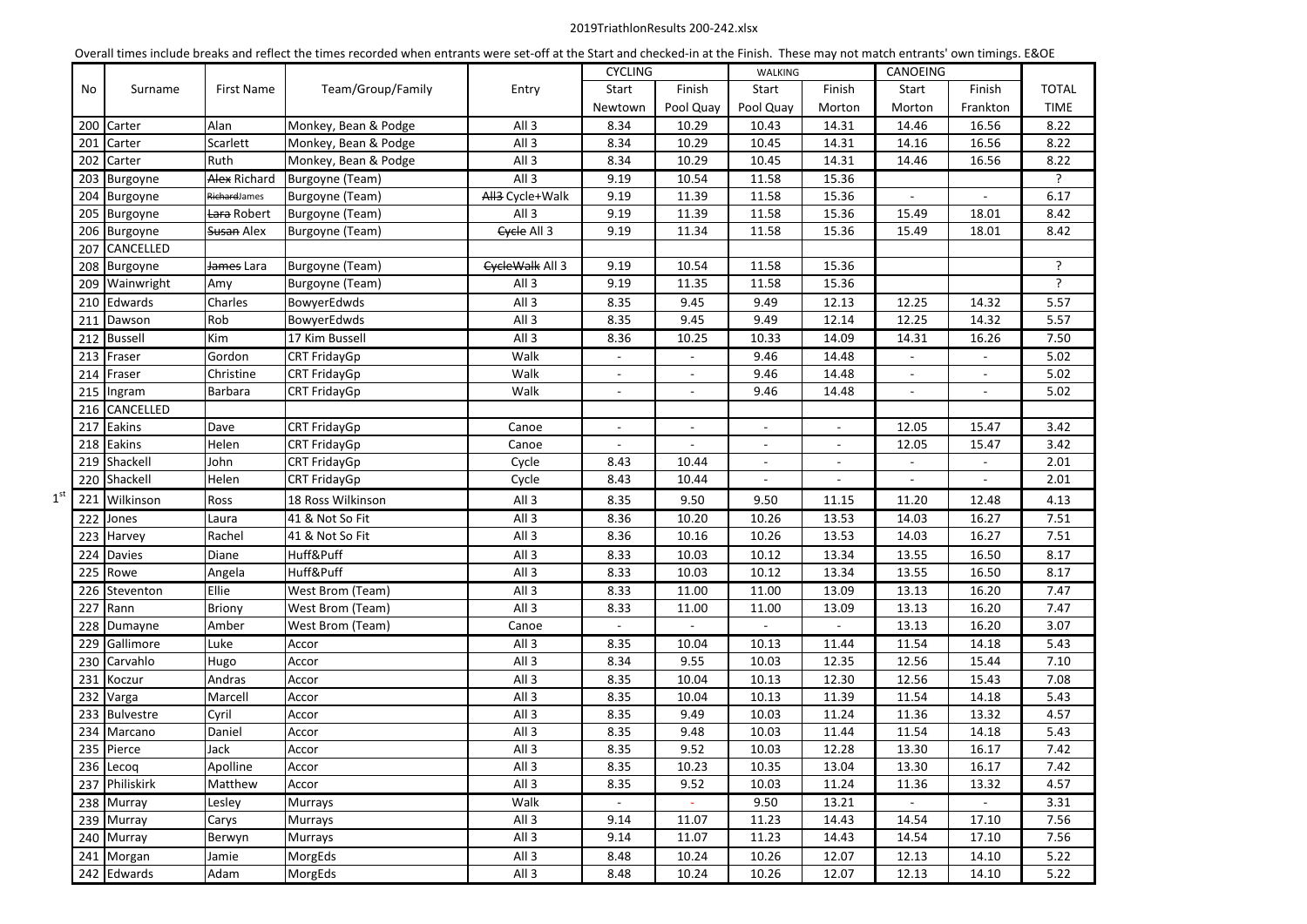2019TriathlonResults 200-242.xlsx

Overall times include breaks and reflect the times recorded when entrants were set-off at the Start and checked-in at the Finish. These may not match entrants' own timings. E&OE

| | No | Surname | First Name | Team/Group/Family | Entry | CYCLING | | WALKING | | CANOEING | | TOTAL |
|---|---|---|---|---|---|---|---|---|---|---|---|---|
| | | | | | | Start | Finish | Start | Finish | Start | Finish | TIME |
| | | | | | | Newtown | Pool Quay | Pool Quay | Morton | Morton | Frankton | |
| | 200 | Carter | Alan | Monkey, Bean & Podge | All 3 | 8.34 | 10.29 | 10.43 | 14.31 | 14.46 | 16.56 | 8.22 |
| | 201 | Carter | Scarlett | Monkey, Bean & Podge | All 3 | 8.34 | 10.29 | 10.45 | 14.31 | 14.16 | 16.56 | 8.22 |
| | 202 | Carter | Ruth | Monkey, Bean & Podge | All 3 | 8.34 | 10.29 | 10.45 | 14.31 | 14.46 | 16.56 | 8.22 |
| | 203 | Burgoyne | ~~Alex~~ Richard | Burgoyne (Team) | All 3 | 9.19 | 10.54 | 11.58 | 15.36 | | | ? |
| | 204 | Burgoyne | ~~Richard~~James | Burgoyne (Team) | ~~All3~~ Cycle+Walk | 9.19 | 11.39 | 11.58 | 15.36 | - | - | 6.17 |
| | 205 | Burgoyne | ~~Lara~~ Robert | Burgoyne (Team) | All 3 | 9.19 | 11.39 | 11.58 | 15.36 | 15.49 | 18.01 | 8.42 |
| | 206 | Burgoyne | ~~Susan~~ Alex | Burgoyne (Team) | ~~Cycle~~ All 3 | 9.19 | 11.34 | 11.58 | 15.36 | 15.49 | 18.01 | 8.42 |
| | 207 | CANCELLED | | | | | | | | | | |
| | 208 | Burgoyne | ~~James~~ Lara | Burgoyne (Team) | ~~CycleWalk~~ All 3 | 9.19 | 10.54 | 11.58 | 15.36 | | | ? |
| | 209 | Wainwright | Amy | Burgoyne (Team) | All 3 | 9.19 | 11.35 | 11.58 | 15.36 | | | ? |
| | 210 | Edwards | Charles | BowyerEdwds | All 3 | 8.35 | 9.45 | 9.49 | 12.13 | 12.25 | 14.32 | 5.57 |
| | 211 | Dawson | Rob | BowyerEdwds | All 3 | 8.35 | 9.45 | 9.49 | 12.14 | 12.25 | 14.32 | 5.57 |
| | 212 | Bussell | Kim | 17 Kim Bussell | All 3 | 8.36 | 10.25 | 10.33 | 14.09 | 14.31 | 16.26 | 7.50 |
| | 213 | Fraser | Gordon | CRT FridayGp | Walk | - | - | 9.46 | 14.48 | - | - | 5.02 |
| | 214 | Fraser | Christine | CRT FridayGp | Walk | - | - | 9.46 | 14.48 | - | - | 5.02 |
| | 215 | Ingram | Barbara | CRT FridayGp | Walk | - | - | 9.46 | 14.48 | - | - | 5.02 |
| | 216 | CANCELLED | | | | | | | | | | |
| | 217 | Eakins | Dave | CRT FridayGp | Canoe | - | - | - | - | 12.05 | 15.47 | 3.42 |
| | 218 | Eakins | Helen | CRT FridayGp | Canoe | - | - | - | - | 12.05 | 15.47 | 3.42 |
| | 219 | Shackell | John | CRT FridayGp | Cycle | 8.43 | 10.44 | - | - | - | - | 2.01 |
| | 220 | Shackell | Helen | CRT FridayGp | Cycle | 8.43 | 10.44 | - | - | - | - | 2.01 |
| 1st | 221 | Wilkinson | Ross | 18 Ross Wilkinson | All 3 | 8.35 | 9.50 | 9.50 | 11.15 | 11.20 | 12.48 | 4.13 |
| | 222 | Jones | Laura | 41 & Not So Fit | All 3 | 8.36 | 10.20 | 10.26 | 13.53 | 14.03 | 16.27 | 7.51 |
| | 223 | Harvey | Rachel | 41 & Not So Fit | All 3 | 8.36 | 10.16 | 10.26 | 13.53 | 14.03 | 16.27 | 7.51 |
| | 224 | Davies | Diane | Huff&Puff | All 3 | 8.33 | 10.03 | 10.12 | 13.34 | 13.55 | 16.50 | 8.17 |
| | 225 | Rowe | Angela | Huff&Puff | All 3 | 8.33 | 10.03 | 10.12 | 13.34 | 13.55 | 16.50 | 8.17 |
| | 226 | Steventon | Ellie | West Brom (Team) | All 3 | 8.33 | 11.00 | 11.00 | 13.09 | 13.13 | 16.20 | 7.47 |
| | 227 | Rann | Briony | West Brom (Team) | All 3 | 8.33 | 11.00 | 11.00 | 13.09 | 13.13 | 16.20 | 7.47 |
| | 228 | Dumayne | Amber | West Brom (Team) | Canoe | - | - | - | - | 13.13 | 16.20 | 3.07 |
| | 229 | Gallimore | Luke | Accor | All 3 | 8.35 | 10.04 | 10.13 | 11.44 | 11.54 | 14.18 | 5.43 |
| | 230 | Carvahlo | Hugo | Accor | All 3 | 8.34 | 9.55 | 10.03 | 12.35 | 12.56 | 15.44 | 7.10 |
| | 231 | Koczur | Andras | Accor | All 3 | 8.35 | 10.04 | 10.13 | 12.30 | 12.56 | 15.43 | 7.08 |
| | 232 | Varga | Marcell | Accor | All 3 | 8.35 | 10.04 | 10.13 | 11.39 | 11.54 | 14.18 | 5.43 |
| | 233 | Bulvestre | Cyril | Accor | All 3 | 8.35 | 9.49 | 10.03 | 11.24 | 11.36 | 13.32 | 4.57 |
| | 234 | Marcano | Daniel | Accor | All 3 | 8.35 | 9.48 | 10.03 | 11.44 | 11.54 | 14.18 | 5.43 |
| | 235 | Pierce | Jack | Accor | All 3 | 8.35 | 9.52 | 10.03 | 12.28 | 13.30 | 16.17 | 7.42 |
| | 236 | Lecoq | Apolline | Accor | All 3 | 8.35 | 10.23 | 10.35 | 13.04 | 13.30 | 16.17 | 7.42 |
| | 237 | Philiskirk | Matthew | Accor | All 3 | 8.35 | 9.52 | 10.03 | 11.24 | 11.36 | 13.32 | 4.57 |
| | 238 | Murray | Lesley | Murrays | Walk | - | - | 9.50 | 13.21 | - | - | 3.31 |
| | 239 | Murray | Carys | Murrays | All 3 | 9.14 | 11.07 | 11.23 | 14.43 | 14.54 | 17.10 | 7.56 |
| | 240 | Murray | Berwyn | Murrays | All 3 | 9.14 | 11.07 | 11.23 | 14.43 | 14.54 | 17.10 | 7.56 |
| | 241 | Morgan | Jamie | MorgEds | All 3 | 8.48 | 10.24 | 10.26 | 12.07 | 12.13 | 14.10 | 5.22 |
| | 242 | Edwards | Adam | MorgEds | All 3 | 8.48 | 10.24 | 10.26 | 12.07 | 12.13 | 14.10 | 5.22 |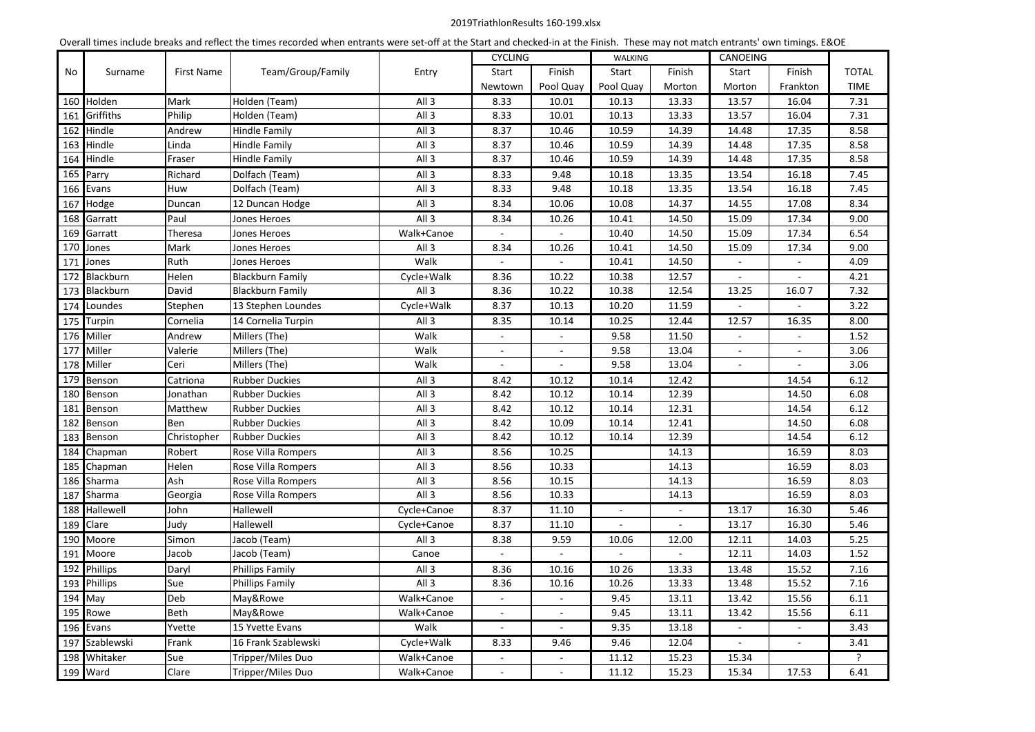2019TriathlonResults 160-199.xlsx

Overall times include breaks and reflect the times recorded when entrants were set-off at the Start and checked-in at the Finish. These may not match entrants' own timings. E&OE

| No | Surname | First Name | Team/Group/Family | Entry | CYCLING | | WALKING | | CANOEING | | TOTAL |
|---|---|---|---|---|---|---|---|---|---|---|---|
| | | | | | Start | Finish | Start | Finish | Start | Finish | |
| | | | | | Newtown | Pool Quay | Pool Quay | Morton | Morton | Frankton | TIME |
| 160 | Holden | Mark | Holden (Team) | All 3 | 8.33 | 10.01 | 10.13 | 13.33 | 13.57 | 16.04 | 7.31 |
| 161 | Griffiths | Philip | Holden (Team) | All 3 | 8.33 | 10.01 | 10.13 | 13.33 | 13.57 | 16.04 | 7.31 |
| 162 | Hindle | Andrew | Hindle Family | All 3 | 8.37 | 10.46 | 10.59 | 14.39 | 14.48 | 17.35 | 8.58 |
| 163 | Hindle | Linda | Hindle Family | All 3 | 8.37 | 10.46 | 10.59 | 14.39 | 14.48 | 17.35 | 8.58 |
| 164 | Hindle | Fraser | Hindle Family | All 3 | 8.37 | 10.46 | 10.59 | 14.39 | 14.48 | 17.35 | 8.58 |
| 165 | Parry | Richard | Dolfach (Team) | All 3 | 8.33 | 9.48 | 10.18 | 13.35 | 13.54 | 16.18 | 7.45 |
| 166 | Evans | Huw | Dolfach (Team) | All 3 | 8.33 | 9.48 | 10.18 | 13.35 | 13.54 | 16.18 | 7.45 |
| 167 | Hodge | Duncan | 12 Duncan Hodge | All 3 | 8.34 | 10.06 | 10.08 | 14.37 | 14.55 | 17.08 | 8.34 |
| 168 | Garratt | Paul | Jones Heroes | All 3 | 8.34 | 10.26 | 10.41 | 14.50 | 15.09 | 17.34 | 9.00 |
| 169 | Garratt | Theresa | Jones Heroes | Walk+Canoe | - | - | 10.40 | 14.50 | 15.09 | 17.34 | 6.54 |
| 170 | Jones | Mark | Jones Heroes | All 3 | 8.34 | 10.26 | 10.41 | 14.50 | 15.09 | 17.34 | 9.00 |
| 171 | Jones | Ruth | Jones Heroes | Walk | - | - | 10.41 | 14.50 | - | - | 4.09 |
| 172 | Blackburn | Helen | Blackburn Family | Cycle+Walk | 8.36 | 10.22 | 10.38 | 12.57 | - | - | 4.21 |
| 173 | Blackburn | David | Blackburn Family | All 3 | 8.36 | 10.22 | 10.38 | 12.54 | 13.25 | 16.0 7 | 7.32 |
| 174 | Loundes | Stephen | 13 Stephen Loundes | Cycle+Walk | 8.37 | 10.13 | 10.20 | 11.59 | - | - | 3.22 |
| 175 | Turpin | Cornelia | 14 Cornelia Turpin | All 3 | 8.35 | 10.14 | 10.25 | 12.44 | 12.57 | 16.35 | 8.00 |
| 176 | Miller | Andrew | Millers (The) | Walk | - | - | 9.58 | 11.50 | - | - | 1.52 |
| 177 | Miller | Valerie | Millers (The) | Walk | - | - | 9.58 | 13.04 | - | - | 3.06 |
| 178 | Miller | Ceri | Millers (The) | Walk | - | - | 9.58 | 13.04 | - | - | 3.06 |
| 179 | Benson | Catriona | Rubber Duckies | All 3 | 8.42 | 10.12 | 10.14 | 12.42 | | 14.54 | 6.12 |
| 180 | Benson | Jonathan | Rubber Duckies | All 3 | 8.42 | 10.12 | 10.14 | 12.39 | | 14.50 | 6.08 |
| 181 | Benson | Matthew | Rubber Duckies | All 3 | 8.42 | 10.12 | 10.14 | 12.31 | | 14.54 | 6.12 |
| 182 | Benson | Ben | Rubber Duckies | All 3 | 8.42 | 10.09 | 10.14 | 12.41 | | 14.50 | 6.08 |
| 183 | Benson | Christopher | Rubber Duckies | All 3 | 8.42 | 10.12 | 10.14 | 12.39 | | 14.54 | 6.12 |
| 184 | Chapman | Robert | Rose Villa Rompers | All 3 | 8.56 | 10.25 | | 14.13 | | 16.59 | 8.03 |
| 185 | Chapman | Helen | Rose Villa Rompers | All 3 | 8.56 | 10.33 | | 14.13 | | 16.59 | 8.03 |
| 186 | Sharma | Ash | Rose Villa Rompers | All 3 | 8.56 | 10.15 | | 14.13 | | 16.59 | 8.03 |
| 187 | Sharma | Georgia | Rose Villa Rompers | All 3 | 8.56 | 10.33 | | 14.13 | | 16.59 | 8.03 |
| 188 | Hallewell | John | Hallewell | Cycle+Canoe | 8.37 | 11.10 | - | - | 13.17 | 16.30 | 5.46 |
| 189 | Clare | Judy | Hallewell | Cycle+Canoe | 8.37 | 11.10 | - | - | 13.17 | 16.30 | 5.46 |
| 190 | Moore | Simon | Jacob (Team) | All 3 | 8.38 | 9.59 | 10.06 | 12.00 | 12.11 | 14.03 | 5.25 |
| 191 | Moore | Jacob | Jacob (Team) | Canoe | - | - | - | - | 12.11 | 14.03 | 1.52 |
| 192 | Phillips | Daryl | Phillips Family | All 3 | 8.36 | 10.16 | 10 26 | 13.33 | 13.48 | 15.52 | 7.16 |
| 193 | Phillips | Sue | Phillips Family | All 3 | 8.36 | 10.16 | 10.26 | 13.33 | 13.48 | 15.52 | 7.16 |
| 194 | May | Deb | May&Rowe | Walk+Canoe | - | - | 9.45 | 13.11 | 13.42 | 15.56 | 6.11 |
| 195 | Rowe | Beth | May&Rowe | Walk+Canoe | - | - | 9.45 | 13.11 | 13.42 | 15.56 | 6.11 |
| 196 | Evans | Yvette | 15 Yvette Evans | Walk | - | - | 9.35 | 13.18 | - | - | 3.43 |
| 197 | Szablewski | Frank | 16 Frank Szablewski | Cycle+Walk | 8.33 | 9.46 | 9.46 | 12.04 | - | - | 3.41 |
| 198 | Whitaker | Sue | Tripper/Miles Duo | Walk+Canoe | - | - | 11.12 | 15.23 | 15.34 | | ? |
| 199 | Ward | Clare | Tripper/Miles Duo | Walk+Canoe | - | - | 11.12 | 15.23 | 15.34 | 17.53 | 6.41 |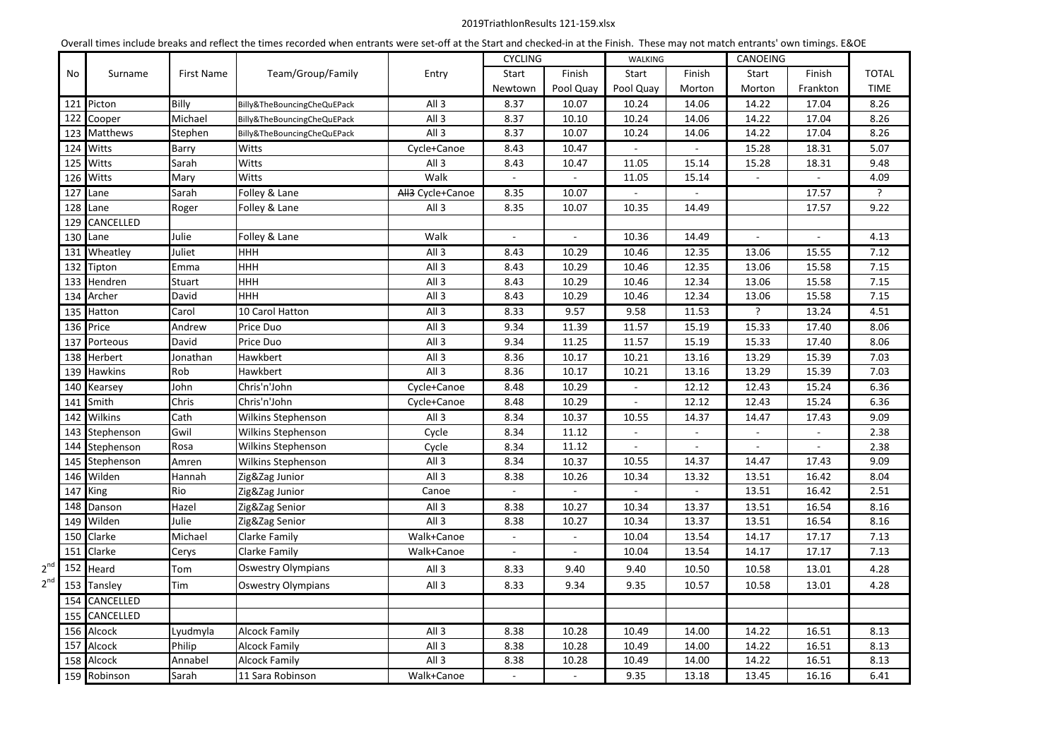2019TriathlonResults 121-159.xlsx

Overall times include breaks and reflect the times recorded when entrants were set-off at the Start and checked-in at the Finish. These may not match entrants' own timings. E&OE

| | No | Surname | First Name | Team/Group/Family | Entry | CYCLING | | WALKING | | CANOEING | | TOTAL |
|---|---|---|---|---|---|---|---|---|---|---|---|---|
| | | | | | | Start | Finish | Start | Finish | Start | Finish | |
| | | | | | | Newtown | Pool Quay | Pool Quay | Morton | Morton | Frankton | TIME |
| | 121 | Picton | Billy | Billy&TheBouncingCheQuEPack | All 3 | 8.37 | 10.07 | 10.24 | 14.06 | 14.22 | 17.04 | 8.26 |
| | 122 | Cooper | Michael | Billy&TheBouncingCheQuEPack | All 3 | 8.37 | 10.10 | 10.24 | 14.06 | 14.22 | 17.04 | 8.26 |
| | 123 | Matthews | Stephen | Billy&TheBouncingCheQuEPack | All 3 | 8.37 | 10.07 | 10.24 | 14.06 | 14.22 | 17.04 | 8.26 |
| | 124 | Witts | Barry | Witts | Cycle+Canoe | 8.43 | 10.47 | - | - | 15.28 | 18.31 | 5.07 |
| | 125 | Witts | Sarah | Witts | All 3 | 8.43 | 10.47 | 11.05 | 15.14 | 15.28 | 18.31 | 9.48 |
| | 126 | Witts | Mary | Witts | Walk | - | - | 11.05 | 15.14 | - | - | 4.09 |
| | 127 | Lane | Sarah | Folley & Lane | ~~All3~~ Cycle+Canoe | 8.35 | 10.07 | - | - | | 17.57 | ? |
| | 128 | Lane | Roger | Folley & Lane | All 3 | 8.35 | 10.07 | 10.35 | 14.49 | | 17.57 | 9.22 |
| | 129 | CANCELLED | | | | | | | | | | |
| | 130 | Lane | Julie | Folley & Lane | Walk | - | - | 10.36 | 14.49 | - | - | 4.13 |
| | 131 | Wheatley | Juliet | HHH | All 3 | 8.43 | 10.29 | 10.46 | 12.35 | 13.06 | 15.55 | 7.12 |
| | 132 | Tipton | Emma | HHH | All 3 | 8.43 | 10.29 | 10.46 | 12.35 | 13.06 | 15.58 | 7.15 |
| | 133 | Hendren | Stuart | HHH | All 3 | 8.43 | 10.29 | 10.46 | 12.34 | 13.06 | 15.58 | 7.15 |
| | 134 | Archer | David | HHH | All 3 | 8.43 | 10.29 | 10.46 | 12.34 | 13.06 | 15.58 | 7.15 |
| | 135 | Hatton | Carol | 10 Carol Hatton | All 3 | 8.33 | 9.57 | 9.58 | 11.53 | ? | 13.24 | 4.51 |
| | 136 | Price | Andrew | Price Duo | All 3 | 9.34 | 11.39 | 11.57 | 15.19 | 15.33 | 17.40 | 8.06 |
| | 137 | Porteous | David | Price Duo | All 3 | 9.34 | 11.25 | 11.57 | 15.19 | 15.33 | 17.40 | 8.06 |
| | 138 | Herbert | Jonathan | Hawkbert | All 3 | 8.36 | 10.17 | 10.21 | 13.16 | 13.29 | 15.39 | 7.03 |
| | 139 | Hawkins | Rob | Hawkbert | All 3 | 8.36 | 10.17 | 10.21 | 13.16 | 13.29 | 15.39 | 7.03 |
| | 140 | Kearsey | John | Chris'n'John | Cycle+Canoe | 8.48 | 10.29 | - | 12.12 | 12.43 | 15.24 | 6.36 |
| | 141 | Smith | Chris | Chris'n'John | Cycle+Canoe | 8.48 | 10.29 | - | 12.12 | 12.43 | 15.24 | 6.36 |
| | 142 | Wilkins | Cath | Wilkins Stephenson | All 3 | 8.34 | 10.37 | 10.55 | 14.37 | 14.47 | 17.43 | 9.09 |
| | 143 | Stephenson | Gwil | Wilkins Stephenson | Cycle | 8.34 | 11.12 | - | - | - | - | 2.38 |
| | 144 | Stephenson | Rosa | Wilkins Stephenson | Cycle | 8.34 | 11.12 | - | - | - | - | 2.38 |
| | 145 | Stephenson | Amren | Wilkins Stephenson | All 3 | 8.34 | 10.37 | 10.55 | 14.37 | 14.47 | 17.43 | 9.09 |
| | 146 | Wilden | Hannah | Zig&Zag Junior | All 3 | 8.38 | 10.26 | 10.34 | 13.32 | 13.51 | 16.42 | 8.04 |
| | 147 | King | Rio | Zig&Zag Junior | Canoe | - | - | - | - | 13.51 | 16.42 | 2.51 |
| | 148 | Danson | Hazel | Zig&Zag Senior | All 3 | 8.38 | 10.27 | 10.34 | 13.37 | 13.51 | 16.54 | 8.16 |
| | 149 | Wilden | Julie | Zig&Zag Senior | All 3 | 8.38 | 10.27 | 10.34 | 13.37 | 13.51 | 16.54 | 8.16 |
| | 150 | Clarke | Michael | Clarke Family | Walk+Canoe | - | - | 10.04 | 13.54 | 14.17 | 17.17 | 7.13 |
| | 151 | Clarke | Cerys | Clarke Family | Walk+Canoe | - | - | 10.04 | 13.54 | 14.17 | 17.17 | 7.13 |
| 2nd | 152 | Heard | Tom | Oswestry Olympians | All 3 | 8.33 | 9.40 | 9.40 | 10.50 | 10.58 | 13.01 | 4.28 |
| 2nd | 153 | Tansley | Tim | Oswestry Olympians | All 3 | 8.33 | 9.34 | 9.35 | 10.57 | 10.58 | 13.01 | 4.28 |
| | 154 | CANCELLED | | | | | | | | | | |
| | 155 | CANCELLED | | | | | | | | | | |
| | 156 | Alcock | Lyudmyla | Alcock Family | All 3 | 8.38 | 10.28 | 10.49 | 14.00 | 14.22 | 16.51 | 8.13 |
| | 157 | Alcock | Philip | Alcock Family | All 3 | 8.38 | 10.28 | 10.49 | 14.00 | 14.22 | 16.51 | 8.13 |
| | 158 | Alcock | Annabel | Alcock Family | All 3 | 8.38 | 10.28 | 10.49 | 14.00 | 14.22 | 16.51 | 8.13 |
| | 159 | Robinson | Sarah | 11 Sara Robinson | Walk+Canoe | - | - | 9.35 | 13.18 | 13.45 | 16.16 | 6.41 |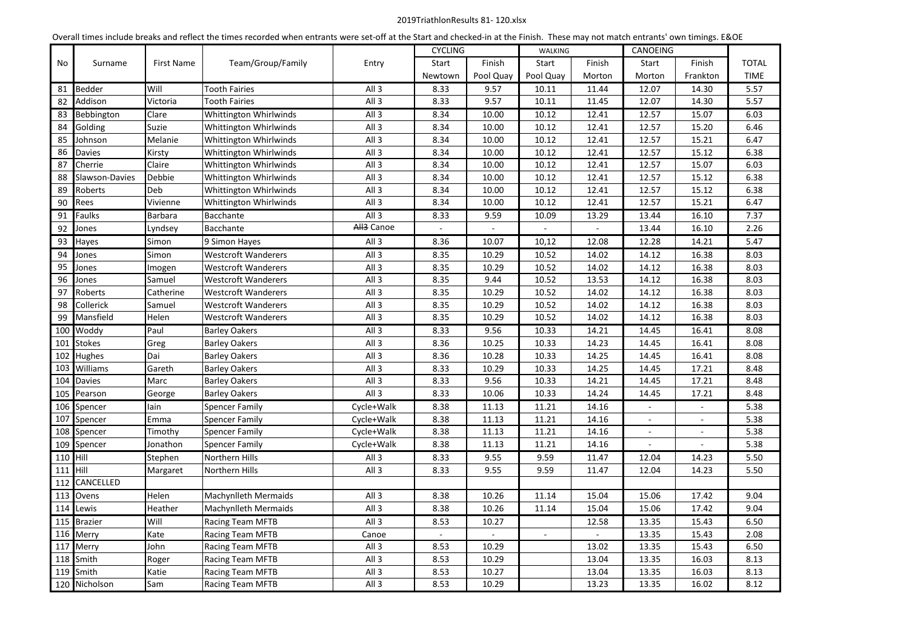2019TriathlonResults 81- 120.xlsx

Overall times include breaks and reflect the times recorded when entrants were set-off at the Start and checked-in at the Finish. These may not match entrants' own timings. E&OE

| No | Surname | First Name | Team/Group/Family | Entry | CYCLING | | WALKING | | CANOEING | | TOTAL |
|---|---|---|---|---|---|---|---|---|---|---|---|
| | | | | | Start | Finish | Start | Finish | Start | Finish | TIME |
| | | | | | Newtown | Pool Quay | Pool Quay | Morton | Morton | Frankton | |
| 81 | Bedder | Will | Tooth Fairies | All 3 | 8.33 | 9.57 | 10.11 | 11.44 | 12.07 | 14.30 | 5.57 |
| 82 | Addison | Victoria | Tooth Fairies | All 3 | 8.33 | 9.57 | 10.11 | 11.45 | 12.07 | 14.30 | 5.57 |
| 83 | Bebbington | Clare | Whittington Whirlwinds | All 3 | 8.34 | 10.00 | 10.12 | 12.41 | 12.57 | 15.07 | 6.03 |
| 84 | Golding | Suzie | Whittington Whirlwinds | All 3 | 8.34 | 10.00 | 10.12 | 12.41 | 12.57 | 15.20 | 6.46 |
| 85 | Johnson | Melanie | Whittington Whirlwinds | All 3 | 8.34 | 10.00 | 10.12 | 12.41 | 12.57 | 15.21 | 6.47 |
| 86 | Davies | Kirsty | Whittington Whirlwinds | All 3 | 8.34 | 10.00 | 10.12 | 12.41 | 12.57 | 15.12 | 6.38 |
| 87 | Cherrie | Claire | Whittington Whirlwinds | All 3 | 8.34 | 10.00 | 10.12 | 12.41 | 12.57 | 15.07 | 6.03 |
| 88 | Slawson-Davies | Debbie | Whittington Whirlwinds | All 3 | 8.34 | 10.00 | 10.12 | 12.41 | 12.57 | 15.12 | 6.38 |
| 89 | Roberts | Deb | Whittington Whirlwinds | All 3 | 8.34 | 10.00 | 10.12 | 12.41 | 12.57 | 15.12 | 6.38 |
| 90 | Rees | Vivienne | Whittington Whirlwinds | All 3 | 8.34 | 10.00 | 10.12 | 12.41 | 12.57 | 15.21 | 6.47 |
| 91 | Faulks | Barbara | Bacchante | All 3 | 8.33 | 9.59 | 10.09 | 13.29 | 13.44 | 16.10 | 7.37 |
| 92 | Jones | Lyndsey | Bacchante | ~~All3~~ Canoe | - | - | - | - | 13.44 | 16.10 | 2.26 |
| 93 | Hayes | Simon | 9 Simon Hayes | All 3 | 8.36 | 10.07 | 10,12 | 12.08 | 12.28 | 14.21 | 5.47 |
| 94 | Jones | Simon | Westcroft Wanderers | All 3 | 8.35 | 10.29 | 10.52 | 14.02 | 14.12 | 16.38 | 8.03 |
| 95 | Jones | Imogen | Westcroft Wanderers | All 3 | 8.35 | 10.29 | 10.52 | 14.02 | 14.12 | 16.38 | 8.03 |
| 96 | Jones | Samuel | Westcroft Wanderers | All 3 | 8.35 | 9.44 | 10.52 | 13.53 | 14.12 | 16.38 | 8.03 |
| 97 | Roberts | Catherine | Westcroft Wanderers | All 3 | 8.35 | 10.29 | 10.52 | 14.02 | 14.12 | 16.38 | 8.03 |
| 98 | Collerick | Samuel | Westcroft Wanderers | All 3 | 8.35 | 10.29 | 10.52 | 14.02 | 14.12 | 16.38 | 8.03 |
| 99 | Mansfield | Helen | Westcroft Wanderers | All 3 | 8.35 | 10.29 | 10.52 | 14.02 | 14.12 | 16.38 | 8.03 |
| 100 | Woddy | Paul | Barley Oakers | All 3 | 8.33 | 9.56 | 10.33 | 14.21 | 14.45 | 16.41 | 8.08 |
| 101 | Stokes | Greg | Barley Oakers | All 3 | 8.36 | 10.25 | 10.33 | 14.23 | 14.45 | 16.41 | 8.08 |
| 102 | Hughes | Dai | Barley Oakers | All 3 | 8.36 | 10.28 | 10.33 | 14.25 | 14.45 | 16.41 | 8.08 |
| 103 | Williams | Gareth | Barley Oakers | All 3 | 8.33 | 10.29 | 10.33 | 14.25 | 14.45 | 17.21 | 8.48 |
| 104 | Davies | Marc | Barley Oakers | All 3 | 8.33 | 9.56 | 10.33 | 14.21 | 14.45 | 17.21 | 8.48 |
| 105 | Pearson | George | Barley Oakers | All 3 | 8.33 | 10.06 | 10.33 | 14.24 | 14.45 | 17.21 | 8.48 |
| 106 | Spencer | Iain | Spencer Family | Cycle+Walk | 8.38 | 11.13 | 11.21 | 14.16 | - | - | 5.38 |
| 107 | Spencer | Emma | Spencer Family | Cycle+Walk | 8.38 | 11.13 | 11.21 | 14.16 | - | - | 5.38 |
| 108 | Spencer | Timothy | Spencer Family | Cycle+Walk | 8.38 | 11.13 | 11.21 | 14.16 | - | - | 5.38 |
| 109 | Spencer | Jonathon | Spencer Family | Cycle+Walk | 8.38 | 11.13 | 11.21 | 14.16 | - | - | 5.38 |
| 110 | Hill | Stephen | Northern Hills | All 3 | 8.33 | 9.55 | 9.59 | 11.47 | 12.04 | 14.23 | 5.50 |
| 111 | Hill | Margaret | Northern Hills | All 3 | 8.33 | 9.55 | 9.59 | 11.47 | 12.04 | 14.23 | 5.50 |
| 112 | CANCELLED | | | | | | | | | | |
| 113 | Ovens | Helen | Machynlleth Mermaids | All 3 | 8.38 | 10.26 | 11.14 | 15.04 | 15.06 | 17.42 | 9.04 |
| 114 | Lewis | Heather | Machynlleth Mermaids | All 3 | 8.38 | 10.26 | 11.14 | 15.04 | 15.06 | 17.42 | 9.04 |
| 115 | Brazier | Will | Racing Team MFTB | All 3 | 8.53 | 10.27 | | 12.58 | 13.35 | 15.43 | 6.50 |
| 116 | Merry | Kate | Racing Team MFTB | Canoe | - | - | - | - | 13.35 | 15.43 | 2.08 |
| 117 | Merry | John | Racing Team MFTB | All 3 | 8.53 | 10.29 | | 13.02 | 13.35 | 15.43 | 6.50 |
| 118 | Smith | Roger | Racing Team MFTB | All 3 | 8.53 | 10.29 | | 13.04 | 13.35 | 16.03 | 8.13 |
| 119 | Smith | Katie | Racing Team MFTB | All 3 | 8.53 | 10.27 | | 13.04 | 13.35 | 16.03 | 8.13 |
| 120 | Nicholson | Sam | Racing Team MFTB | All 3 | 8.53 | 10.29 | | 13.23 | 13.35 | 16.02 | 8.12 |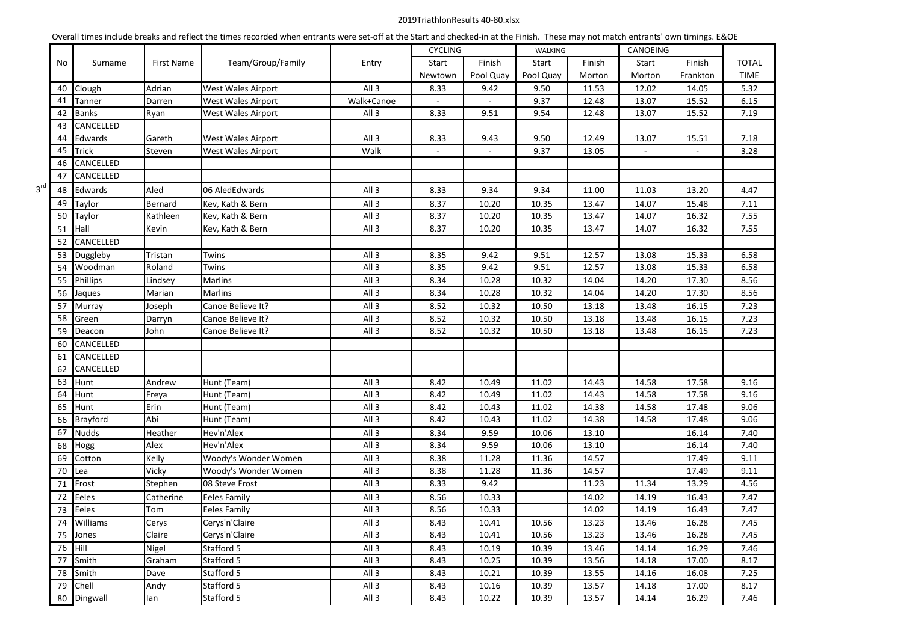2019TriathlonResults 40-80.xlsx

Overall times include breaks and reflect the times recorded when entrants were set-off at the Start and checked-in at the Finish. These may not match entrants' own timings. E&OE

| | No | Surname | First Name | Team/Group/Family | Entry | CYCLING | | WALKING | | CANOEING | | TOTAL |
|---|---|---|---|---|---|---|---|---|---|---|---|---|
| | | | | | | Start | Finish | Start | Finish | Start | Finish | |
| | | | | | | Newtown | Pool Quay | Pool Quay | Morton | Morton | Frankton | TIME |
| | 40 | Clough | Adrian | West Wales Airport | All 3 | 8.33 | 9.42 | 9.50 | 11.53 | 12.02 | 14.05 | 5.32 |
| | 41 | Tanner | Darren | West Wales Airport | Walk+Canoe | - | - | 9.37 | 12.48 | 13.07 | 15.52 | 6.15 |
| | 42 | Banks | Ryan | West Wales Airport | All 3 | 8.33 | 9.51 | 9.54 | 12.48 | 13.07 | 15.52 | 7.19 |
| | 43 | CANCELLED | | | | | | | | | | |
| | 44 | Edwards | Gareth | West Wales Airport | All 3 | 8.33 | 9.43 | 9.50 | 12.49 | 13.07 | 15.51 | 7.18 |
| | 45 | Trick | Steven | West Wales Airport | Walk | - | - | 9.37 | 13.05 | - | - | 3.28 |
| | 46 | CANCELLED | | | | | | | | | | |
| | 47 | CANCELLED | | | | | | | | | | |
| 3rd | 48 | Edwards | Aled | 06 AledEdwards | All 3 | 8.33 | 9.34 | 9.34 | 11.00 | 11.03 | 13.20 | 4.47 |
| | 49 | Taylor | Bernard | Kev, Kath & Bern | All 3 | 8.37 | 10.20 | 10.35 | 13.47 | 14.07 | 15.48 | 7.11 |
| | 50 | Taylor | Kathleen | Kev, Kath & Bern | All 3 | 8.37 | 10.20 | 10.35 | 13.47 | 14.07 | 16.32 | 7.55 |
| | 51 | Hall | Kevin | Kev, Kath & Bern | All 3 | 8.37 | 10.20 | 10.35 | 13.47 | 14.07 | 16.32 | 7.55 |
| | 52 | CANCELLED | | | | | | | | | | |
| | 53 | Duggleby | Tristan | Twins | All 3 | 8.35 | 9.42 | 9.51 | 12.57 | 13.08 | 15.33 | 6.58 |
| | 54 | Woodman | Roland | Twins | All 3 | 8.35 | 9.42 | 9.51 | 12.57 | 13.08 | 15.33 | 6.58 |
| | 55 | Phillips | Lindsey | Marlins | All 3 | 8.34 | 10.28 | 10.32 | 14.04 | 14.20 | 17.30 | 8.56 |
| | 56 | Jaques | Marian | Marlins | All 3 | 8.34 | 10.28 | 10.32 | 14.04 | 14.20 | 17.30 | 8.56 |
| | 57 | Murray | Joseph | Canoe Believe It? | All 3 | 8.52 | 10.32 | 10.50 | 13.18 | 13.48 | 16.15 | 7.23 |
| | 58 | Green | Darryn | Canoe Believe It? | All 3 | 8.52 | 10.32 | 10.50 | 13.18 | 13.48 | 16.15 | 7.23 |
| | 59 | Deacon | John | Canoe Believe It? | All 3 | 8.52 | 10.32 | 10.50 | 13.18 | 13.48 | 16.15 | 7.23 |
| | 60 | CANCELLED | | | | | | | | | | |
| | 61 | CANCELLED | | | | | | | | | | |
| | 62 | CANCELLED | | | | | | | | | | |
| | 63 | Hunt | Andrew | Hunt (Team) | All 3 | 8.42 | 10.49 | 11.02 | 14.43 | 14.58 | 17.58 | 9.16 |
| | 64 | Hunt | Freya | Hunt (Team) | All 3 | 8.42 | 10.49 | 11.02 | 14.43 | 14.58 | 17.58 | 9.16 |
| | 65 | Hunt | Erin | Hunt (Team) | All 3 | 8.42 | 10.43 | 11.02 | 14.38 | 14.58 | 17.48 | 9.06 |
| | 66 | Brayford | Abi | Hunt (Team) | All 3 | 8.42 | 10.43 | 11.02 | 14.38 | 14.58 | 17.48 | 9.06 |
| | 67 | Nudds | Heather | Hev'n'Alex | All 3 | 8.34 | 9.59 | 10.06 | 13.10 | | 16.14 | 7.40 |
| | 68 | Hogg | Alex | Hev'n'Alex | All 3 | 8.34 | 9.59 | 10.06 | 13.10 | | 16.14 | 7.40 |
| | 69 | Cotton | Kelly | Woody's Wonder Women | All 3 | 8.38 | 11.28 | 11.36 | 14.57 | | 17.49 | 9.11 |
| | 70 | Lea | Vicky | Woody's Wonder Women | All 3 | 8.38 | 11.28 | 11.36 | 14.57 | | 17.49 | 9.11 |
| | 71 | Frost | Stephen | 08 Steve Frost | All 3 | 8.33 | 9.42 | | 11.23 | 11.34 | 13.29 | 4.56 |
| | 72 | Eeles | Catherine | Eeles Family | All 3 | 8.56 | 10.33 | | 14.02 | 14.19 | 16.43 | 7.47 |
| | 73 | Eeles | Tom | Eeles Family | All 3 | 8.56 | 10.33 | | 14.02 | 14.19 | 16.43 | 7.47 |
| | 74 | Williams | Cerys | Cerys'n'Claire | All 3 | 8.43 | 10.41 | 10.56 | 13.23 | 13.46 | 16.28 | 7.45 |
| | 75 | Jones | Claire | Cerys'n'Claire | All 3 | 8.43 | 10.41 | 10.56 | 13.23 | 13.46 | 16.28 | 7.45 |
| | 76 | Hill | Nigel | Stafford 5 | All 3 | 8.43 | 10.19 | 10.39 | 13.46 | 14.14 | 16.29 | 7.46 |
| | 77 | Smith | Graham | Stafford 5 | All 3 | 8.43 | 10.25 | 10.39 | 13.56 | 14.18 | 17.00 | 8.17 |
| | 78 | Smith | Dave | Stafford 5 | All 3 | 8.43 | 10.21 | 10.39 | 13.55 | 14.16 | 16.08 | 7.25 |
| | 79 | Chell | Andy | Stafford 5 | All 3 | 8.43 | 10.16 | 10.39 | 13.57 | 14.18 | 17.00 | 8.17 |
| | 80 | Dingwall | Ian | Stafford 5 | All 3 | 8.43 | 10.22 | 10.39 | 13.57 | 14.14 | 16.29 | 7.46 |